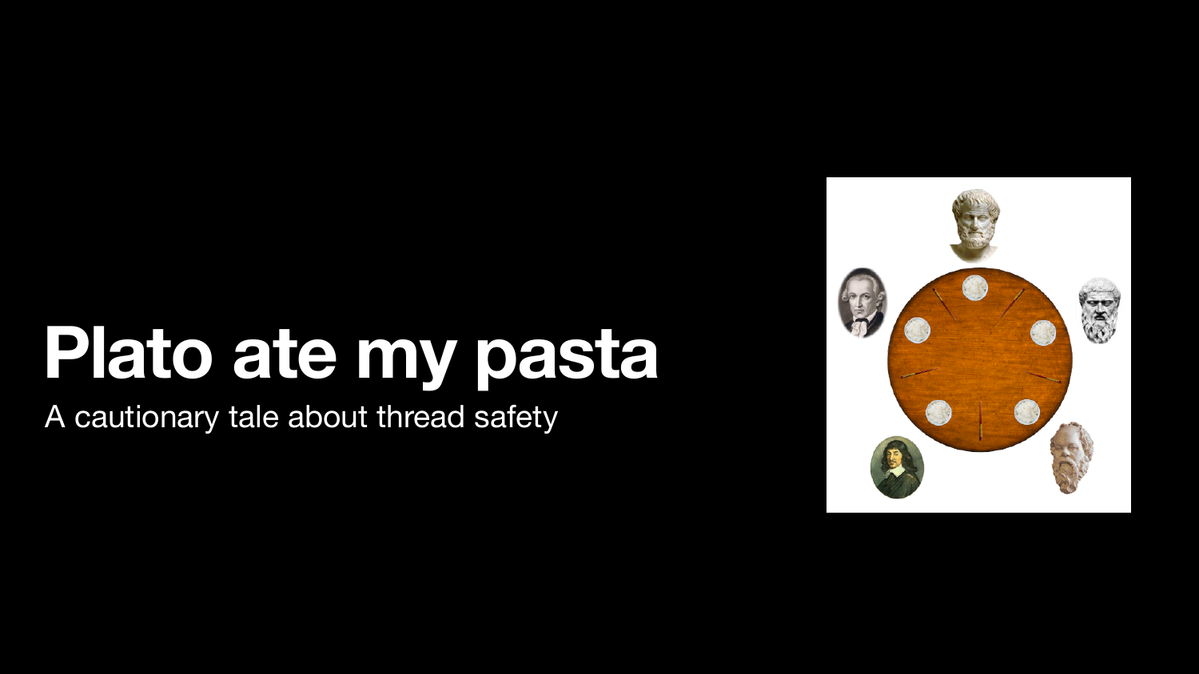# Plato ate my pasta

A cautionary tale about thread safety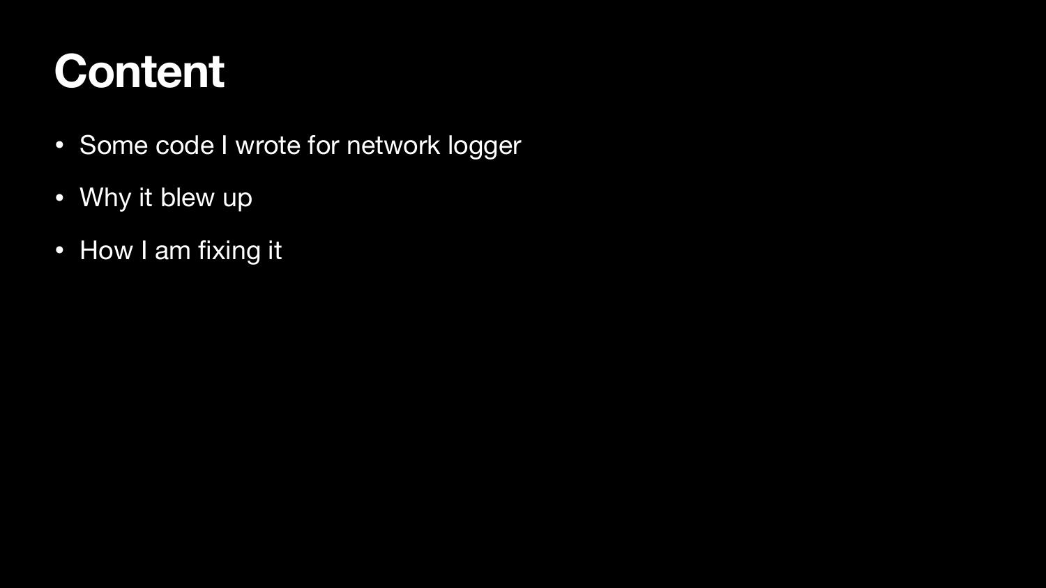# Content

- Some code I wrote for network logger
- Why it blew up
- How I am fixing it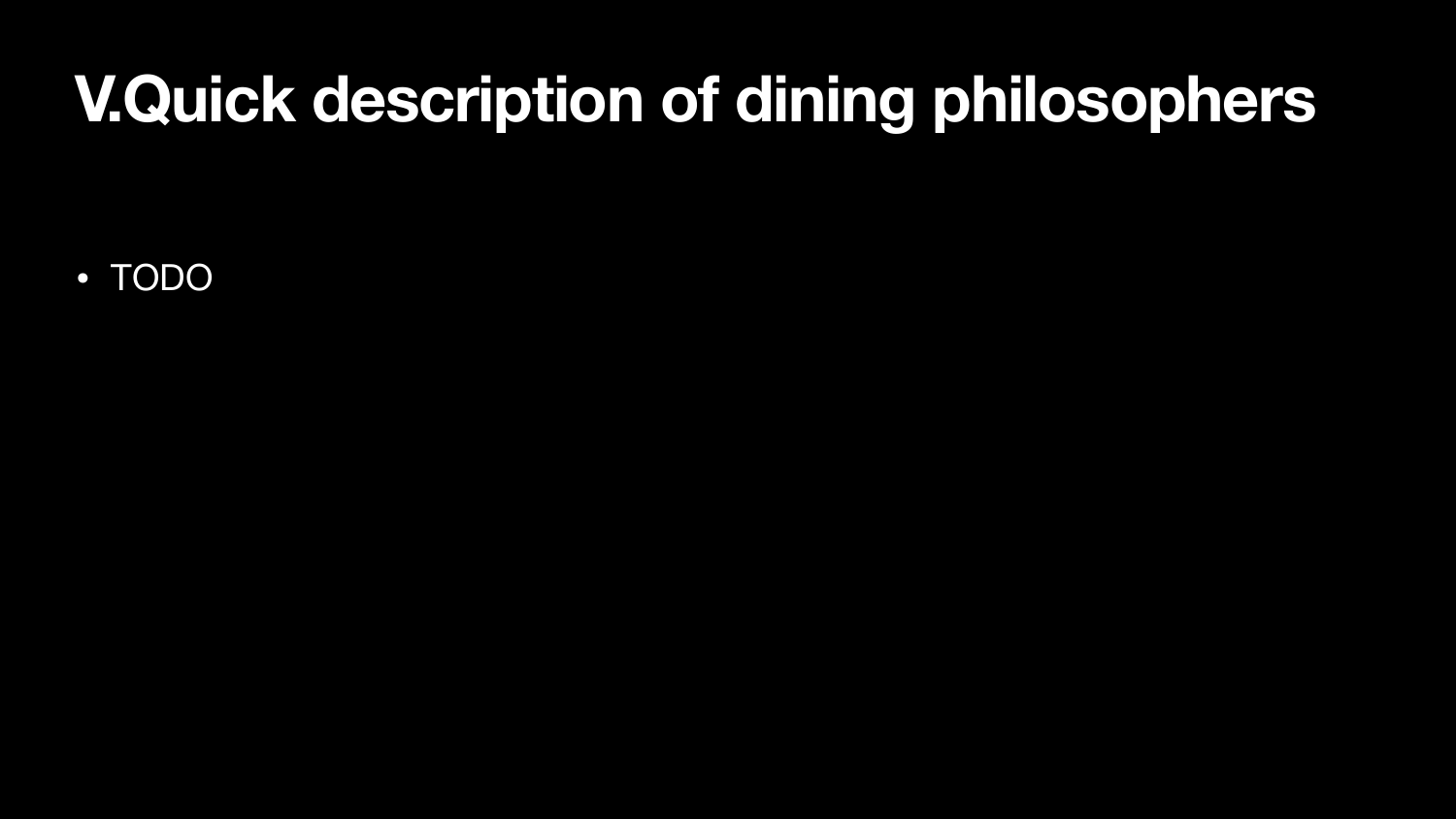# V.Quick description of dining philosophers

- TODO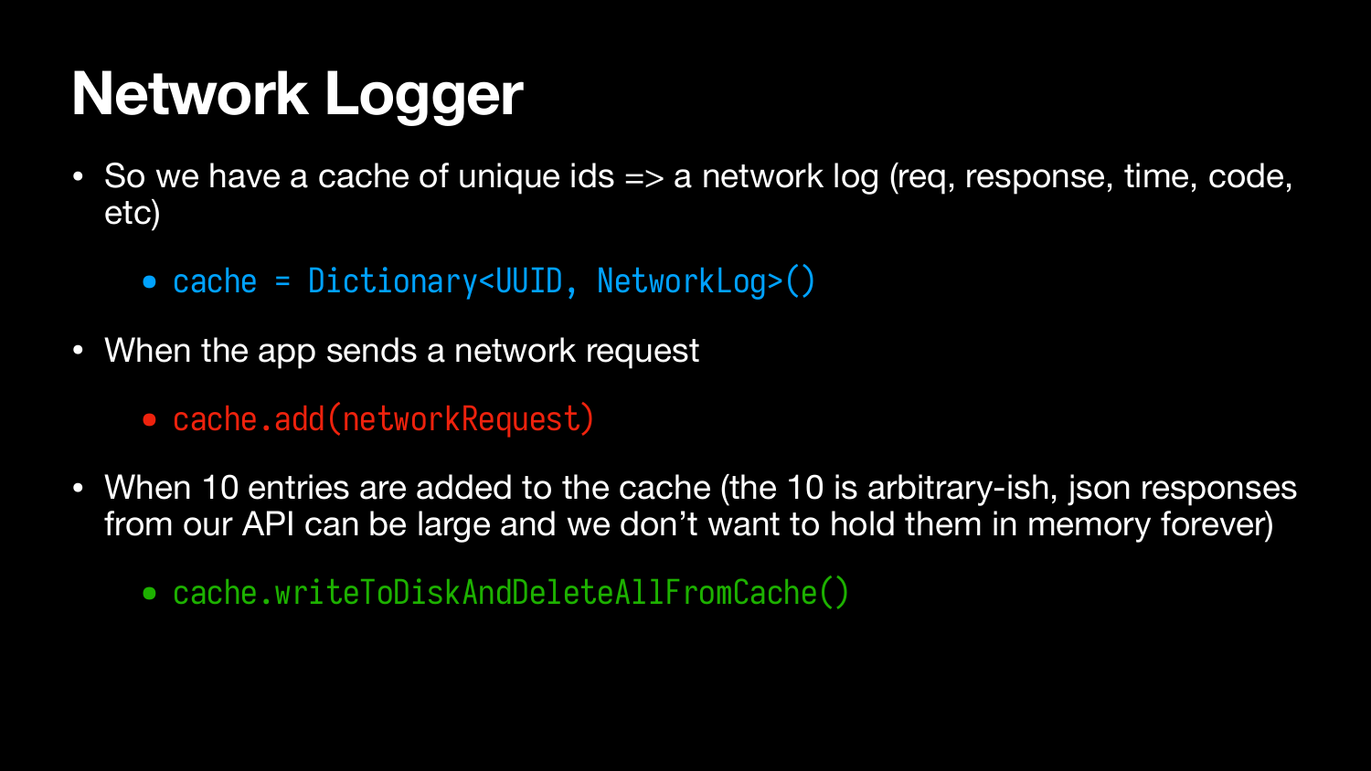# Network Logger

- So we have a cache of unique ids => a network log (req, response, time, code, etc)
  - `cache = Dictionary<UUID, NetworkLog>()`
- When the app sends a network request
  - `cache.add(networkRequest)`
- When 10 entries are added to the cache (the 10 is arbitrary-ish, json responses from our API can be large and we don't want to hold them in memory forever)
  - `cache.writeToDiskAndDeleteAllFromCache()`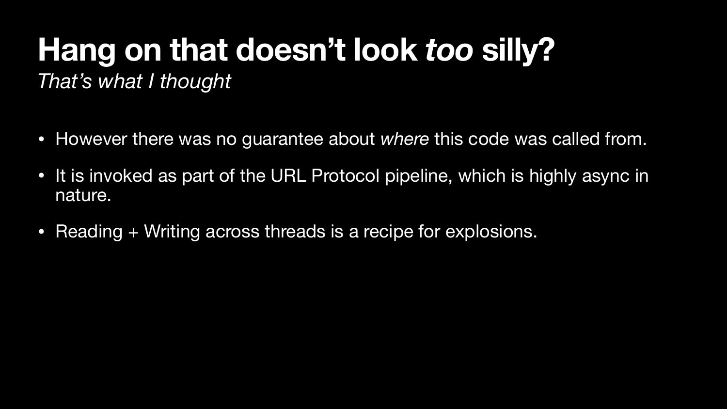# Hang on that doesn't look *too* silly?

*That's what I thought*

- However there was no guarantee about *where* this code was called from.
- It is invoked as part of the URL Protocol pipeline, which is highly async in nature.
- Reading + Writing across threads is a recipe for explosions.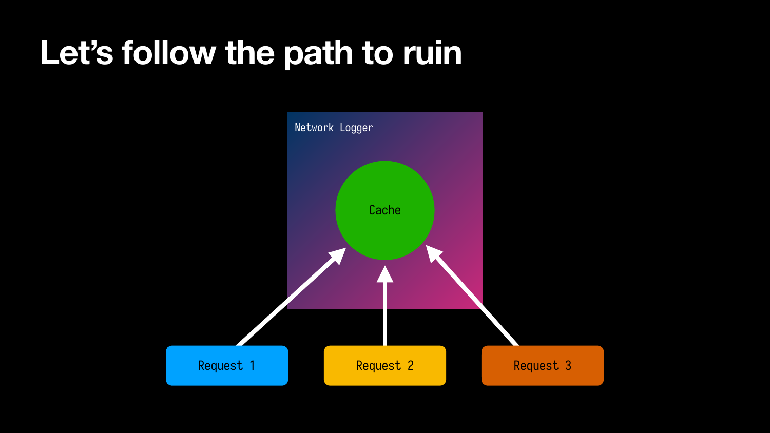# Let's follow the path to ruin

Network Logger

Cache

Request 1

Request 2

Request 3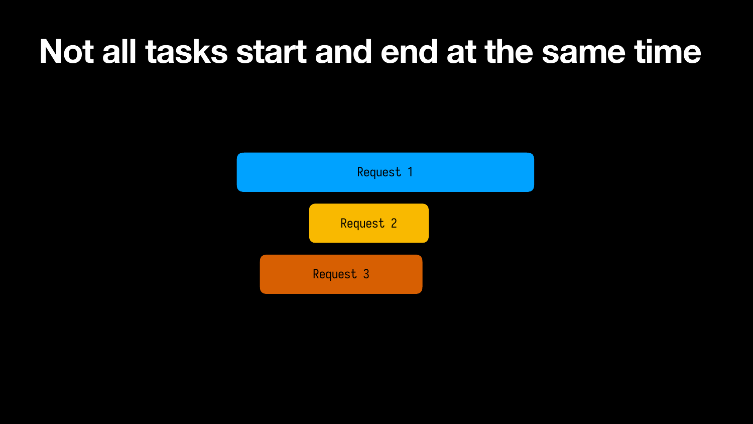# Not all tasks start and end at the same time

Request 1

Request 2

Request 3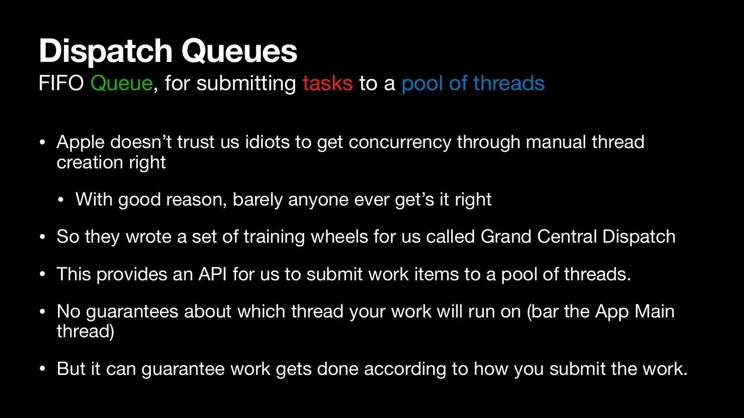# Dispatch Queues

FIFO Queue, for submitting tasks to a pool of threads

- Apple doesn't trust us idiots to get concurrency through manual thread creation right
  - With good reason, barely anyone ever get's it right
- So they wrote a set of training wheels for us called Grand Central Dispatch
- This provides an API for us to submit work items to a pool of threads.
- No guarantees about which thread your work will run on (bar the App Main thread)
- But it can guarantee work gets done according to how you submit the work.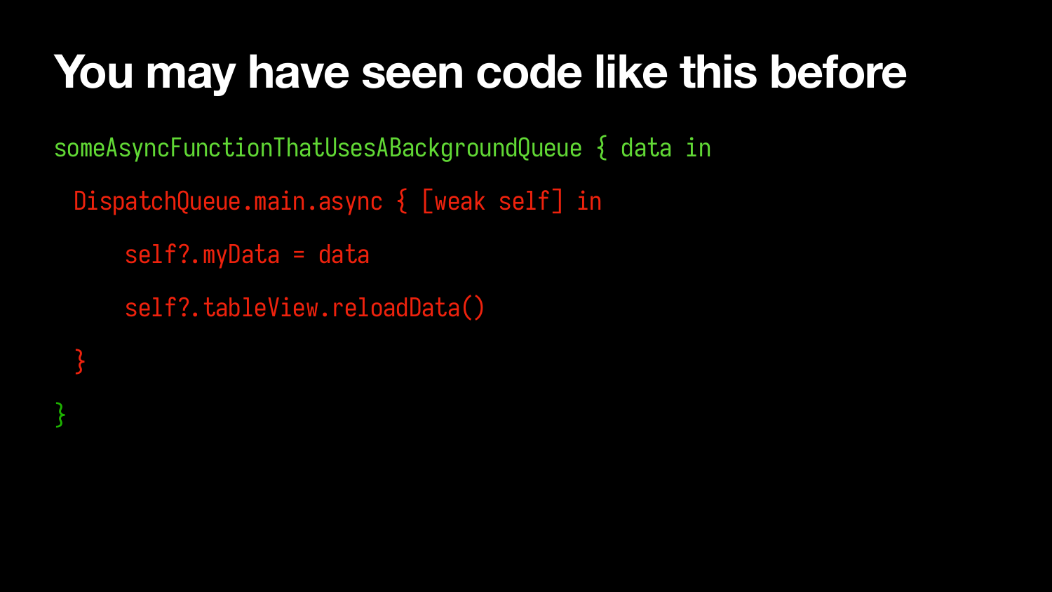# You may have seen code like this before

```
someAsyncFunctionThatUsesABackgroundQueue { data in
  DispatchQueue.main.async { [weak self] in
      self?.myData = data
      self?.tableView.reloadData()
  }
}
```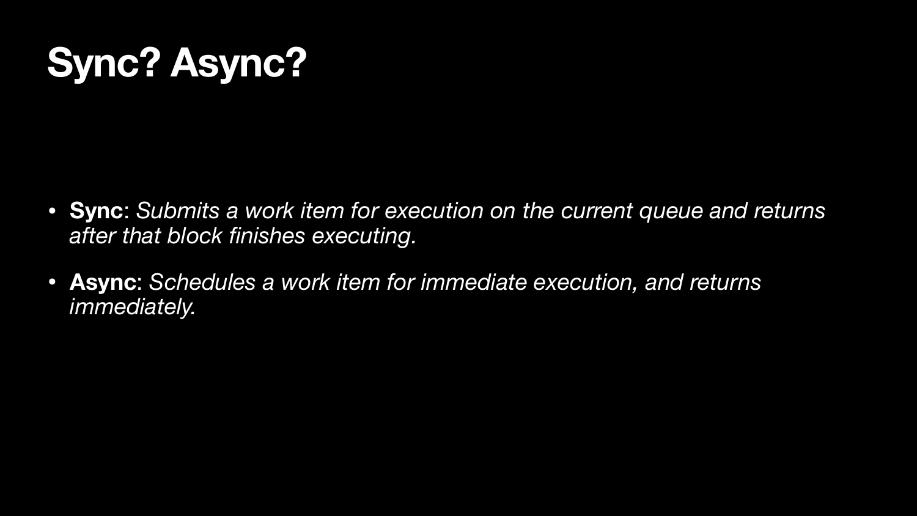# Sync? Async?

- **Sync**: *Submits a work item for execution on the current queue and returns after that block finishes executing.*
- **Async**: *Schedules a work item for immediate execution, and returns immediately.*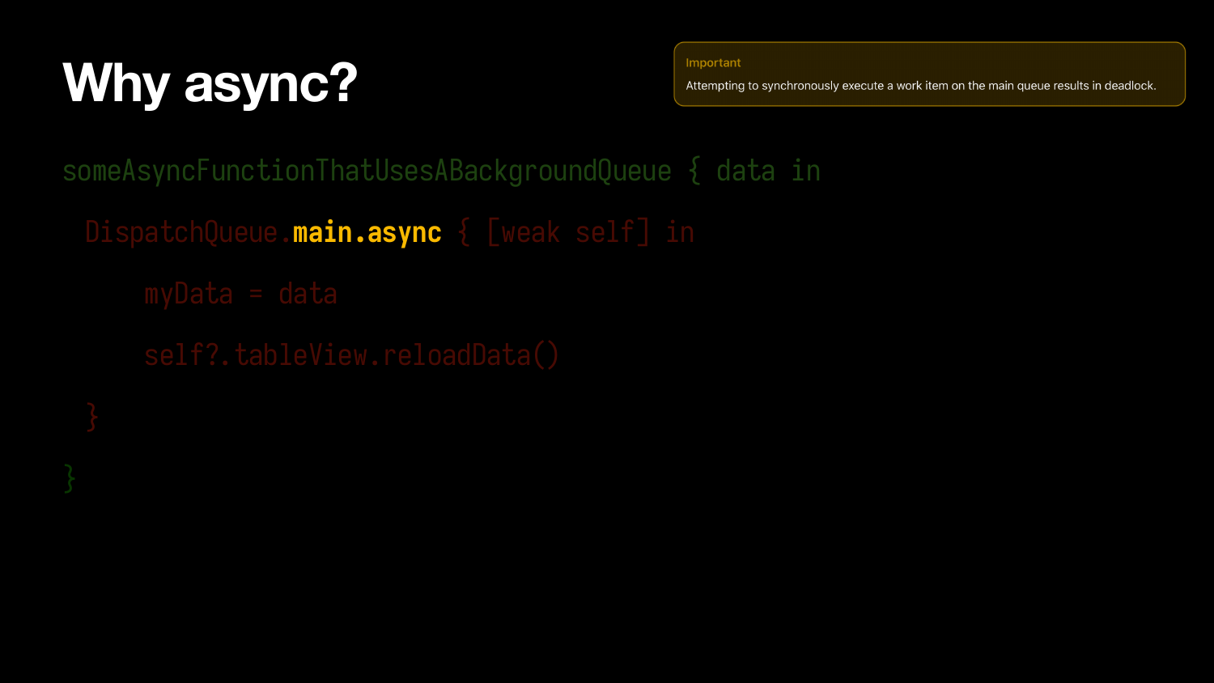# Why async?

> **Important**
>
> Attempting to synchronously execute a work item on the main queue results in deadlock.

```
someAsyncFunctionThatUsesABackgroundQueue { data in
  DispatchQueue.main.async { [weak self] in
      myData = data
      self?.tableView.reloadData()
  }
}
```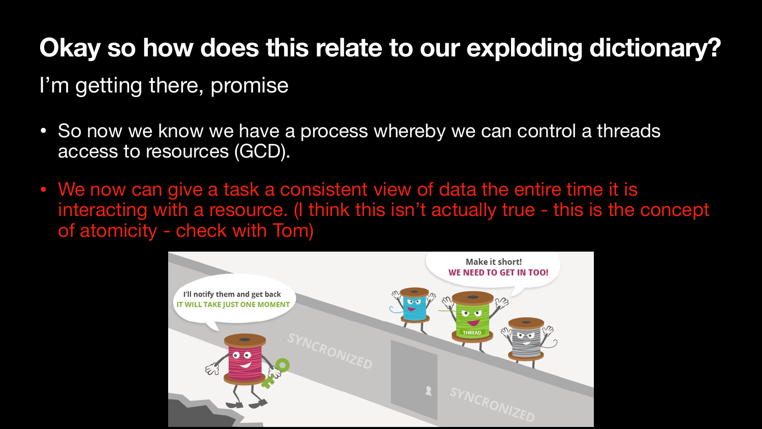# Okay so how does this relate to our exploding dictionary?

I’m getting there, promise

- So now we know we have a process whereby we can control a threads access to resources (GCD).
- We now can give a task a consistent view of data the entire time it is interacting with a resource. (I think this isn’t actually true - this is the concept of atomicity - check with Tom)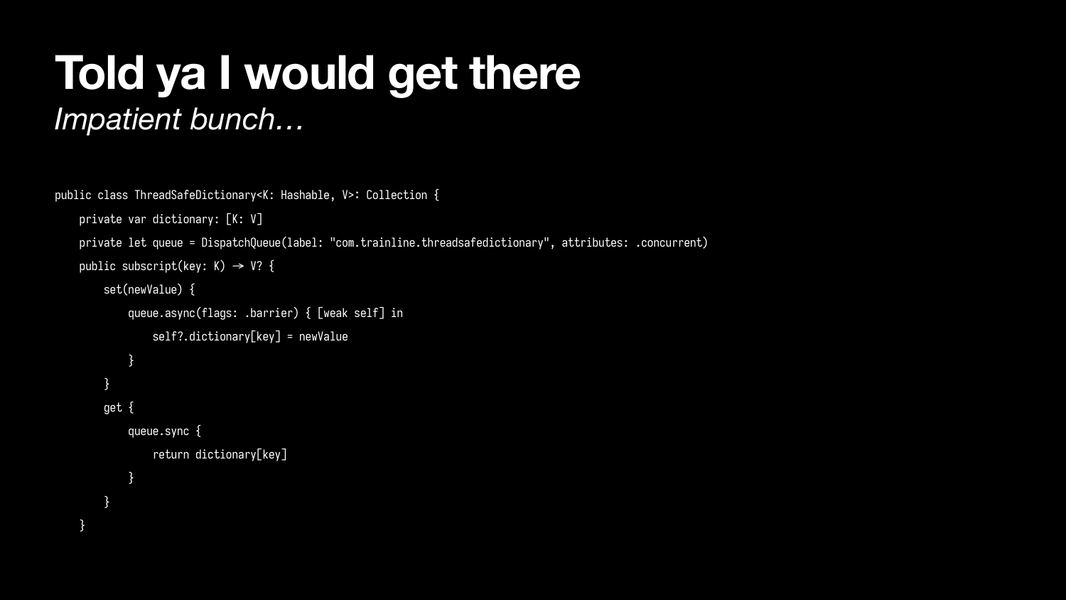# Told ya I would get there

*Impatient bunch…*

```
public class ThreadSafeDictionary<K: Hashable, V>: Collection {
    private var dictionary: [K: V]
    private let queue = DispatchQueue(label: "com.trainline.threadsafedictionary", attributes: .concurrent)
    public subscript(key: K) -> V? {
        set(newValue) {
            queue.async(flags: .barrier) { [weak self] in
                self?.dictionary[key] = newValue
            }
        }
        get {
            queue.sync {
                return dictionary[key]
            }
        }
    }
```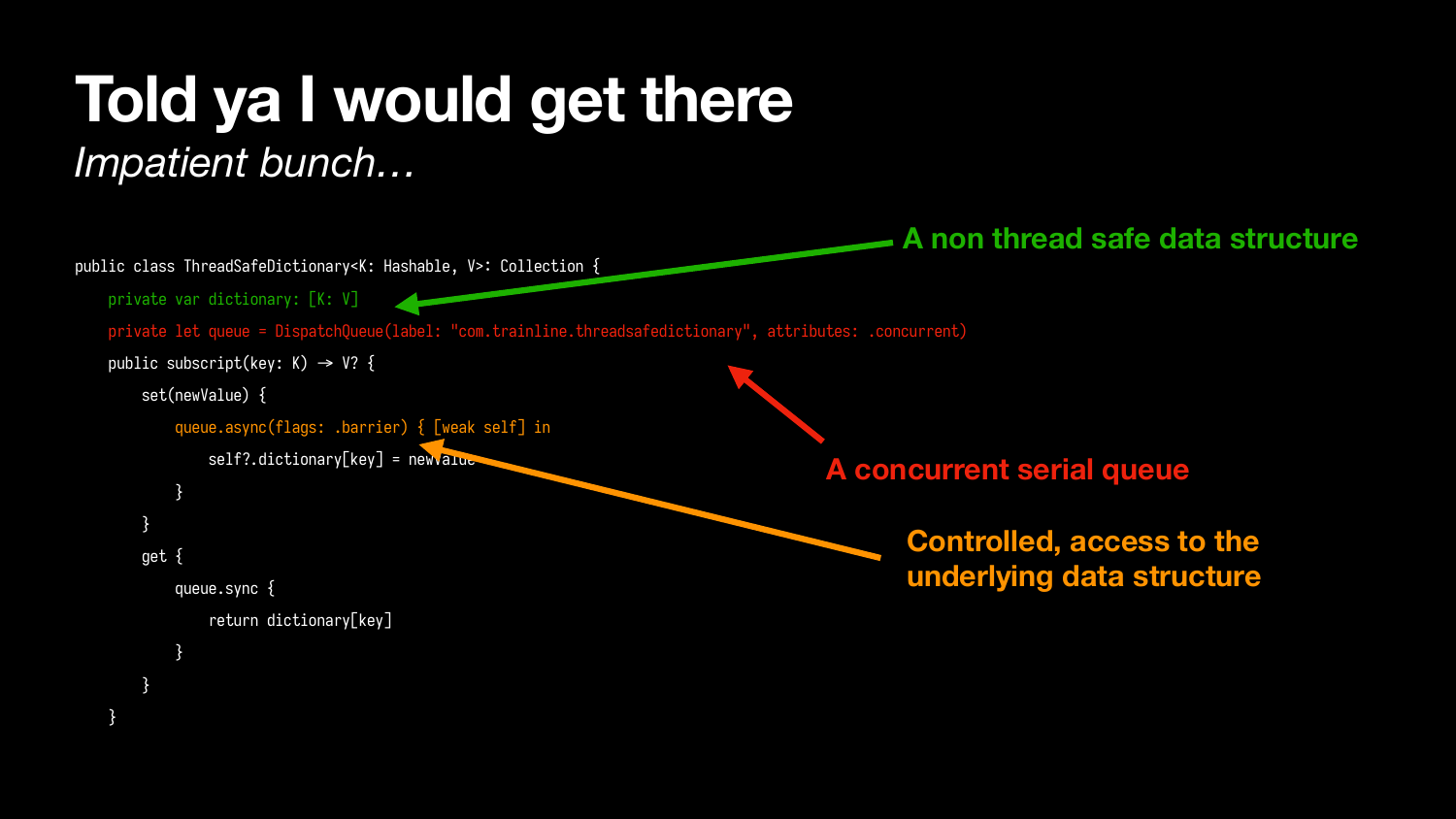# Told ya I would get there

*Impatient bunch…*

```
public class ThreadSafeDictionary<K: Hashable, V>: Collection {
    private var dictionary: [K: V]
    private let queue = DispatchQueue(label: "com.trainline.threadsafedictionary", attributes: .concurrent)
    public subscript(key: K) -> V? {
        set(newValue) {
            queue.async(flags: .barrier) { [weak self] in
                self?.dictionary[key] = newValue
            }
        }
        get {
            queue.sync {
                return dictionary[key]
            }
        }
    }
```

**A non thread safe data structure**

**A concurrent serial queue**

**Controlled, access to the underlying data structure**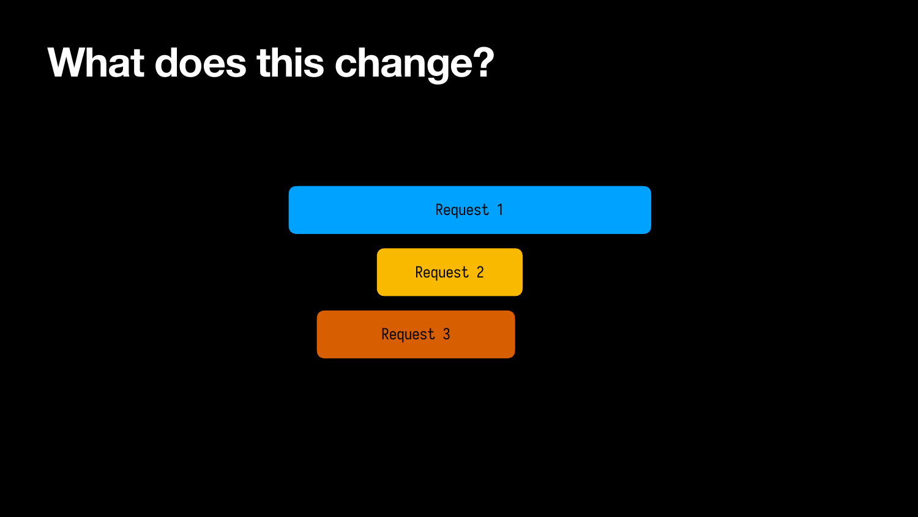# What does this change?

Request 1

Request 2

Request 3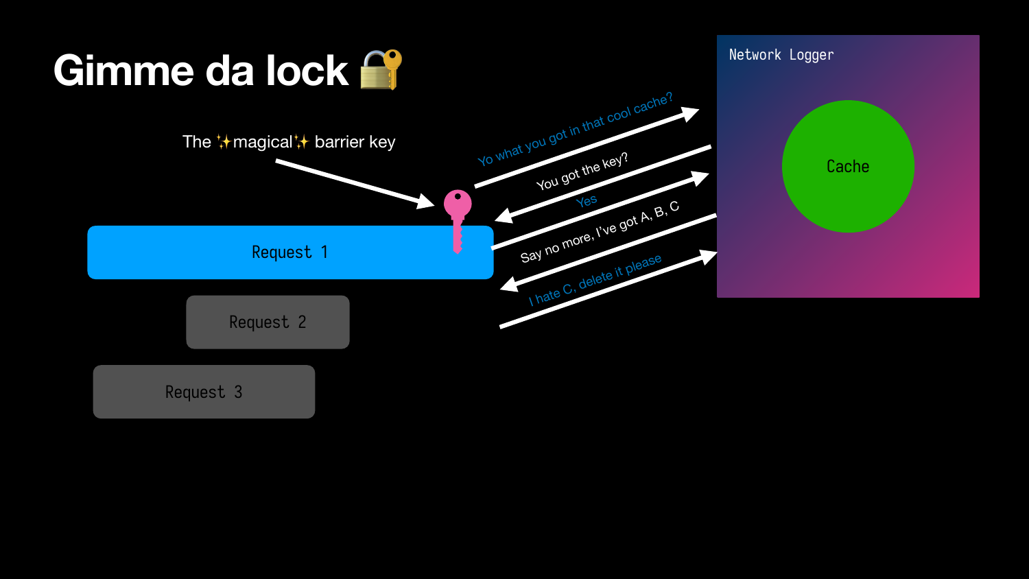# Gimme da lock 🔐

The ✨magical✨ barrier key

Request 1

Request 2

Request 3

Yo what you got in that cool cache?

You got the key?

Yes

Say no more, I've got A, B, C

I hate C, delete it please

Network Logger

Cache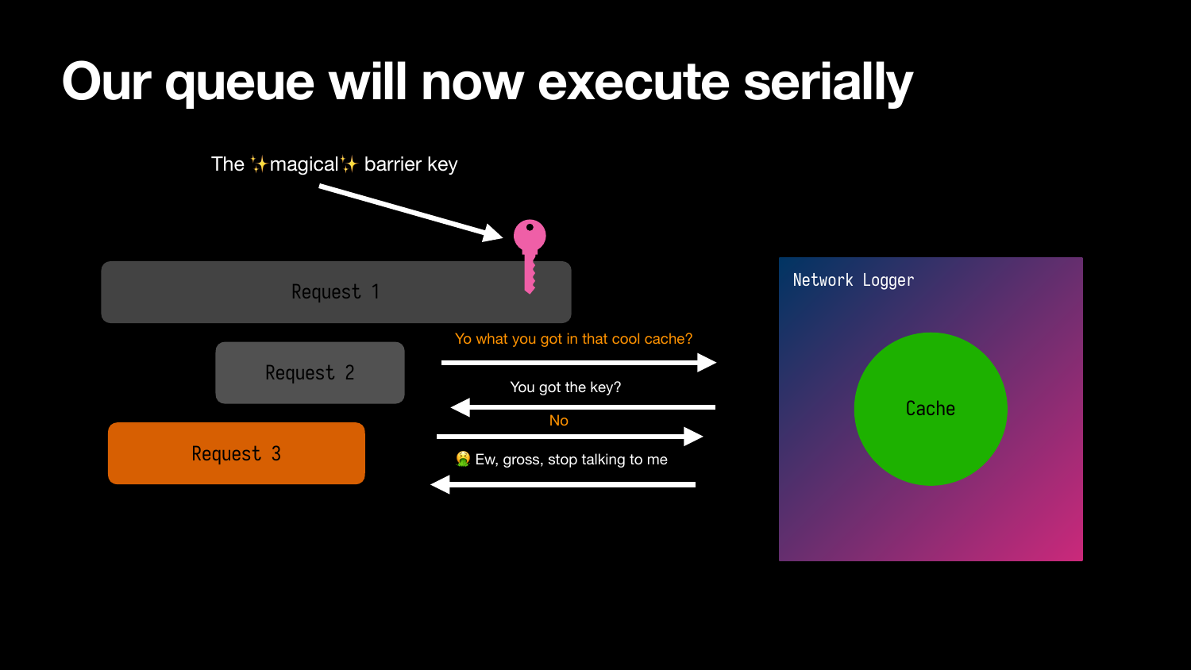# Our queue will now execute serially

The ✨magical✨ barrier key

Request 1

Request 2

Request 3

Yo what you got in that cool cache?

You got the key?

No

🤮 Ew, gross, stop talking to me

Network Logger

Cache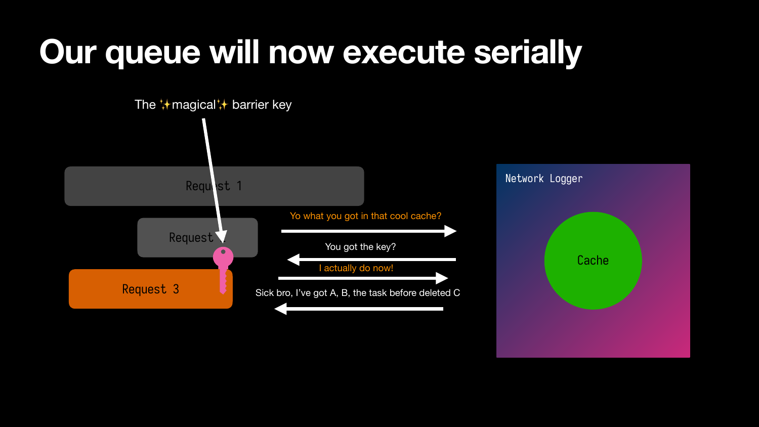# Our queue will now execute serially

The ✨magical✨ barrier key

Request 1

Request

Request 3

Yo what you got in that cool cache?

You got the key?

I actually do now!

Sick bro, I've got A, B, the task before deleted C

Network Logger

Cache